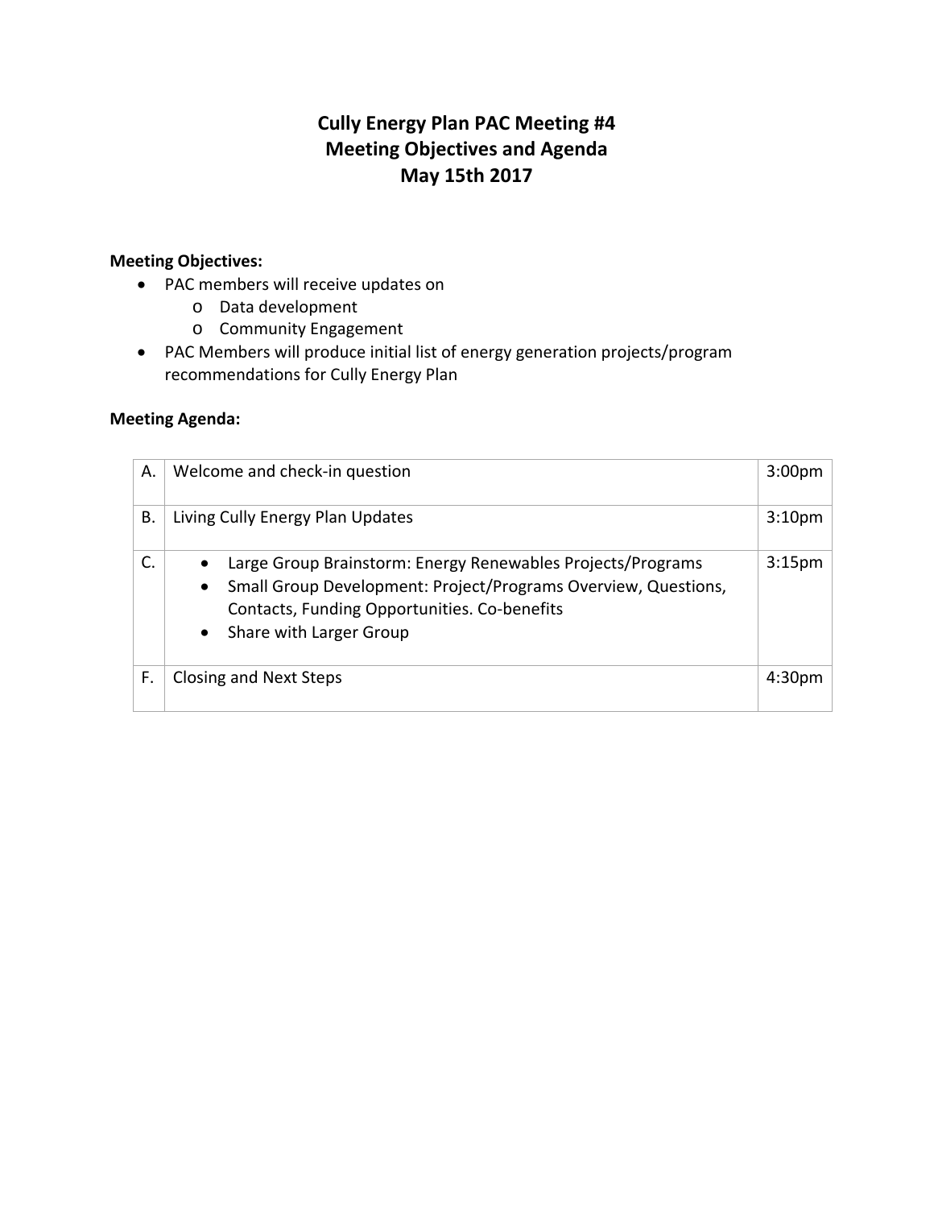# Cully Energy Plan PAC Meeting #4
# Meeting Objectives and Agenda
# May 15th 2017

**Meeting Objectives:**

- PAC members will receive updates on
  - Data development
  - Community Engagement
- PAC Members will produce initial list of energy generation projects/program recommendations for Cully Energy Plan

**Meeting Agenda:**

| | | |
|---|---|---|
| A. | Welcome and check-in question | 3:00pm |
| B. | Living Cully Energy Plan Updates | 3:10pm |
| C. | • Large Group Brainstorm: Energy Renewables Projects/Programs<br>• Small Group Development: Project/Programs Overview, Questions, Contacts, Funding Opportunities. Co-benefits<br>• Share with Larger Group | 3:15pm |
| F. | Closing and Next Steps | 4:30pm |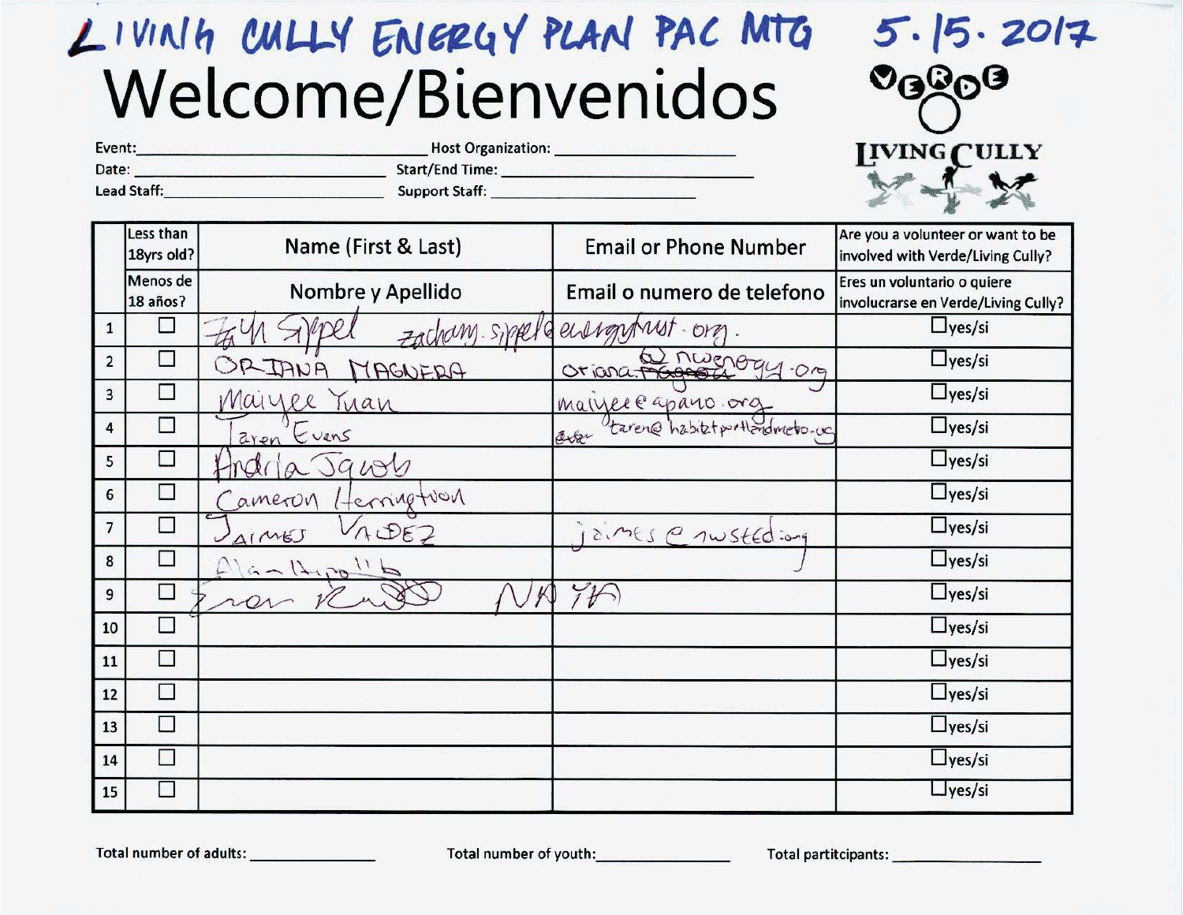LIVING CULLY ENERGY PLAN PAC MTG 5.15.2017

# Welcome/Bienvenidos

VERDE

LIVING CULLY

Event: ______________ Host Organization: ______________

Date: ______________ Start/End Time: ______________

Lead Staff: ______________ Support Staff: ______________

| | Less than 18yrs old? / Menos de 18 años? | Name (First & Last) / Nombre y Apellido | Email or Phone Number / Email o numero de telefono | Are you a volunteer or want to be involved with Verde/Living Cully? / Eres un voluntario o quiere involucrarse en Verde/Living Cully? |
|---|---|---|---|---|
| 1 | ☐ | Zach Sippel | zachary.sippel@energytrust.org | ☐yes/si |
| 2 | ☐ | ORIANA MAGNERA | oriana.magnera@nwenergy.org | ☐yes/si |
| 3 | ☐ | Maiyee Yuan | maiyee@apano.org | ☐yes/si |
| 4 | ☐ | Taren Evans | taren@habitatportlandmetro.org | ☐yes/si |
| 5 | ☐ | Andria Jacob | | ☐yes/si |
| 6 | ☐ | Cameron Herrington | | ☐yes/si |
| 7 | ☐ | JAIMES VALDEZ | jaimes@nwsted.org | ☐yes/si |
| 8 | ☐ | Alan Hipolito | | ☐yes/si |
| 9 | ☐ | Evan Ross | NAYA | ☐yes/si |
| 10 | ☐ | | | ☐yes/si |
| 11 | ☐ | | | ☐yes/si |
| 12 | ☐ | | | ☐yes/si |
| 13 | ☐ | | | ☐yes/si |
| 14 | ☐ | | | ☐yes/si |
| 15 | ☐ | | | ☐yes/si |

Total number of adults: ______________ Total number of youth: ______________ Total partitcipants: ______________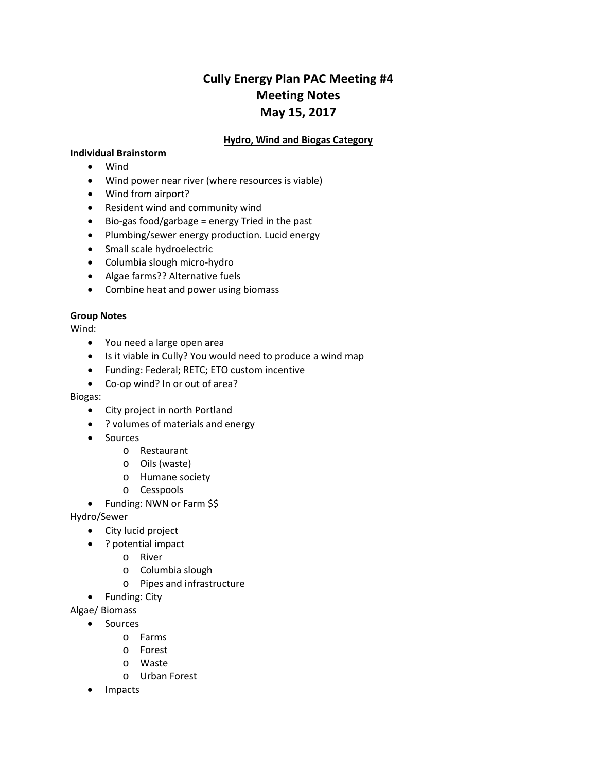# Cully Energy Plan PAC Meeting #4
# Meeting Notes
# May 15, 2017

## Hydro, Wind and Biogas Category

**Individual Brainstorm**

- Wind
- Wind power near river (where resources is viable)
- Wind from airport?
- Resident wind and community wind
- Bio-gas food/garbage = energy Tried in the past
- Plumbing/sewer energy production. Lucid energy
- Small scale hydroelectric
- Columbia slough micro-hydro
- Algae farms?? Alternative fuels
- Combine heat and power using biomass

**Group Notes**

Wind:

- You need a large open area
- Is it viable in Cully? You would need to produce a wind map
- Funding: Federal; RETC; ETO custom incentive
- Co-op wind? In or out of area?

Biogas:

- City project in north Portland
- ? volumes of materials and energy
- Sources
  - Restaurant
  - Oils (waste)
  - Humane society
  - Cesspools
- Funding: NWN or Farm $$

Hydro/Sewer

- City lucid project
- ? potential impact
  - River
  - Columbia slough
  - Pipes and infrastructure
- Funding: City

Algae/ Biomass

- Sources
  - Farms
  - Forest
  - Waste
  - Urban Forest
- Impacts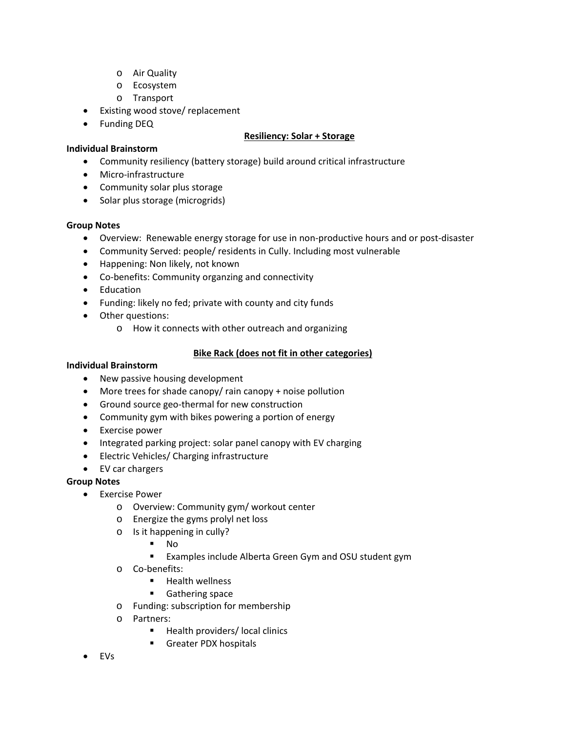- Air Quality
    - Ecosystem
    - Transport
- Existing wood stove/ replacement
- Funding DEQ

**<u>Resiliency: Solar + Storage</u>**

**Individual Brainstorm**

- Community resiliency (battery storage) build around critical infrastructure
- Micro-infrastructure
- Community solar plus storage
- Solar plus storage (microgrids)

**Group Notes**

- Overview: Renewable energy storage for use in non-productive hours and or post-disaster
- Community Served: people/ residents in Cully. Including most vulnerable
- Happening: Non likely, not known
- Co-benefits: Community organzing and connectivity
- Education
- Funding: likely no fed; private with county and city funds
- Other questions:
    - How it connects with other outreach and organizing

**<u>Bike Rack (does not fit in other categories)</u>**

**Individual Brainstorm**

- New passive housing development
- More trees for shade canopy/ rain canopy + noise pollution
- Ground source geo-thermal for new construction
- Community gym with bikes powering a portion of energy
- Exercise power
- Integrated parking project: solar panel canopy with EV charging
- Electric Vehicles/ Charging infrastructure
- EV car chargers

**Group Notes**

- Exercise Power
    - Overview: Community gym/ workout center
    - Energize the gyms prolyl net loss
    - Is it happening in cully?
        - No
        - Examples include Alberta Green Gym and OSU student gym
    - Co-benefits:
        - Health wellness
        - Gathering space
    - Funding: subscription for membership
    - Partners:
        - Health providers/ local clinics
        - Greater PDX hospitals
- EVs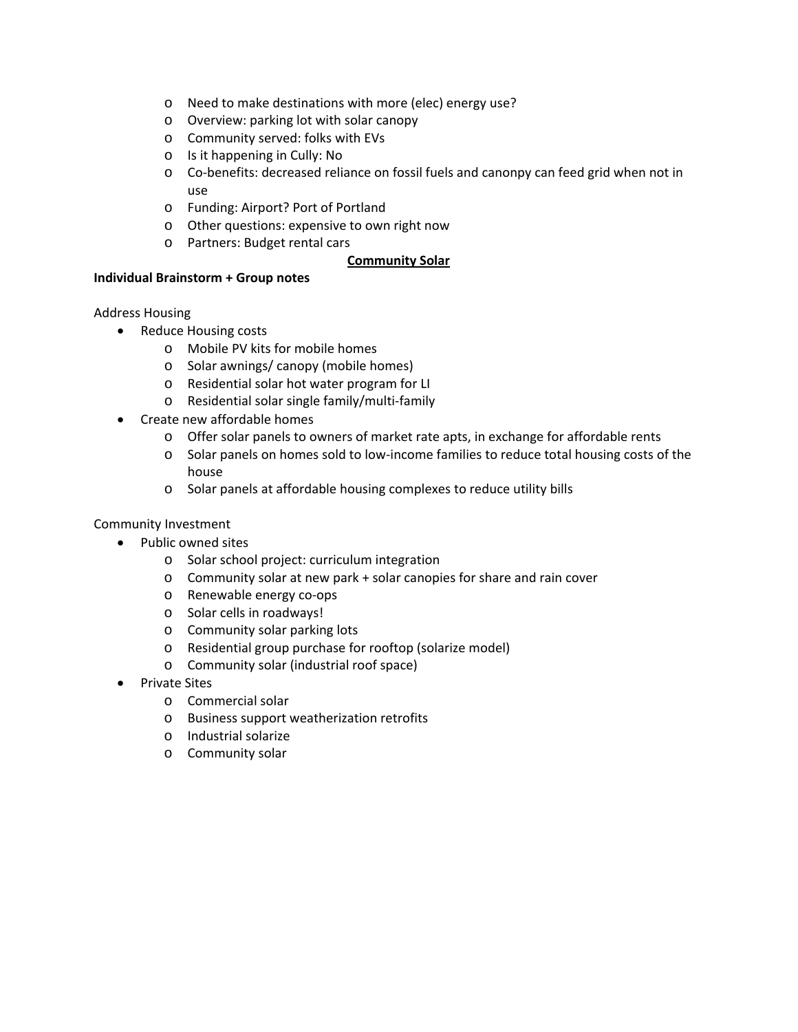- Need to make destinations with more (elec) energy use?
- Overview: parking lot with solar canopy
- Community served: folks with EVs
- Is it happening in Cully: No
- Co-benefits: decreased reliance on fossil fuels and canonpy can feed grid when not in use
- Funding: Airport? Port of Portland
- Other questions: expensive to own right now
- Partners: Budget rental cars

## Community Solar

**Individual Brainstorm + Group notes**

Address Housing

- Reduce Housing costs
  - Mobile PV kits for mobile homes
  - Solar awnings/ canopy (mobile homes)
  - Residential solar hot water program for LI
  - Residential solar single family/multi-family
- Create new affordable homes
  - Offer solar panels to owners of market rate apts, in exchange for affordable rents
  - Solar panels on homes sold to low-income families to reduce total housing costs of the house
  - Solar panels at affordable housing complexes to reduce utility bills

Community Investment

- Public owned sites
  - Solar school project: curriculum integration
  - Community solar at new park + solar canopies for share and rain cover
  - Renewable energy co-ops
  - Solar cells in roadways!
  - Community solar parking lots
  - Residential group purchase for rooftop (solarize model)
  - Community solar (industrial roof space)
- Private Sites
  - Commercial solar
  - Business support weatherization retrofits
  - Industrial solarize
  - Community solar